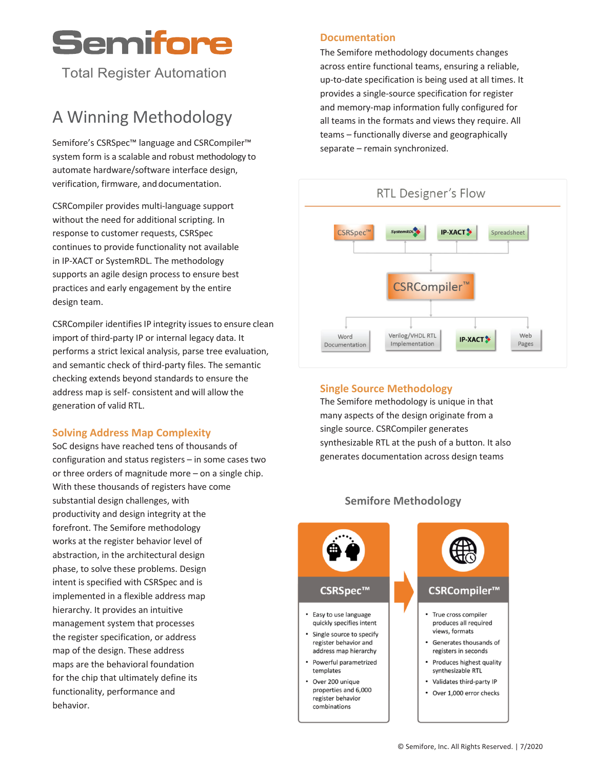# Semifore

Total Register Automation

## A Winning Methodology

Semifore's CSRSpec™ language and CSRCompiler™ system form is a scalable and robust methodology to automate hardware/software interface design, verification, firmware, and documentation.

CSRCompiler provides multi-language support without the need for additional scripting. In response to customer requests, CSRSpec continues to provide functionality not available in IP-XACT or SystemRDL. The methodology supports an agile design process to ensure best practices and early engagement by the entire design team.

CSRCompiler identifies IP integrity issues to ensure clean import of third-party IP or internal legacy data. It performs a strict lexical analysis, parse tree evaluation, and semantic check of third-party files. The semantic checking extends beyond standards to ensure the address map is self- consistent and will allow the generation of valid RTL.

### Solving Address Map Complexity

SoC designs have reached tens of thousands of configuration and status registers – in some cases two or three orders of magnitude more – on a single chip. With these thousands of registers have come substantial design challenges, with productivity and design integrity at the forefront. The Semifore methodology works at the register behavior level of abstraction, in the architectural design phase, to solve these problems. Design intent is specified with CSRSpec and is implemented in a flexible address map hierarchy. It provides an intuitive management system that processes the register specification, or address map of the design. These address maps are the behavioral foundation for the chip that ultimately define its functionality, performance and behavior.

### Documentation

The Semifore methodology documents changes across entire functional teams, ensuring a reliable, up-to-date specification is being used at all times. It provides a single-source specification for register and memory-map information fully configured for all teams in the formats and views they require. All teams – functionally diverse and geographically separate – remain synchronized.

**RTL Designer's Flow**

Inputs: CSRSpec™, SystemRDL, IP-XACT, Spreadsheet → CSRCompiler™ → Outputs: Word Documentation, Verilog/VHDL RTL Implementation, IP-XACT, Web Pages

### Single Source Methodology

The Semifore methodology is unique in that many aspects of the design originate from a single source. CSRCompiler generates synthesizable RTL at the push of a button. It also generates documentation across design teams

**Semifore Methodology**

**CSRSpec™**

- Easy to use language quickly specifies intent
- Single source to specify register behavior and address map hierarchy
- Powerful parametrized templates
- Over 200 unique properties and 6,000 register behavior combinations

**CSRCompiler™**

- True cross compiler produces all required views, formats
- Generates thousands of registers in seconds
- Produces highest quality synthesizable RTL
- Validates third-party IP
- Over 1,000 error checks

© Semifore, Inc. All Rights Reserved. | 7/2020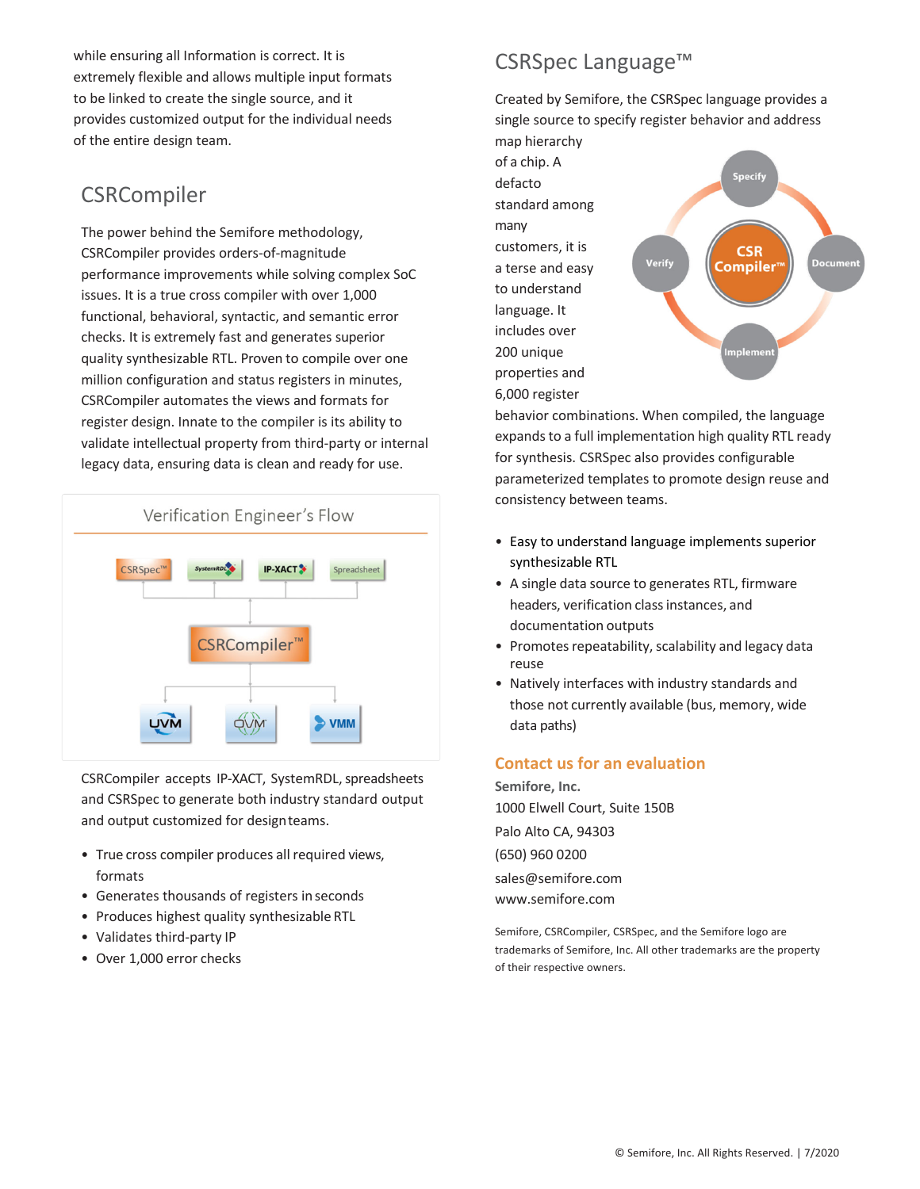while ensuring all Information is correct. It is extremely flexible and allows multiple input formats to be linked to create the single source, and it provides customized output for the individual needs of the entire design team.

## CSRCompiler

The power behind the Semifore methodology, CSRCompiler provides orders-of-magnitude performance improvements while solving complex SoC issues. It is a true cross compiler with over 1,000 functional, behavioral, syntactic, and semantic error checks. It is extremely fast and generates superior quality synthesizable RTL. Proven to compile over one million configuration and status registers in minutes, CSRCompiler automates the views and formats for register design. Innate to the compiler is its ability to validate intellectual property from third-party or internal legacy data, ensuring data is clean and ready for use.

Verification Engineer's Flow

CSRSpec™
SystemRDL
IP-XACT
Spreadsheet
CSRCompiler™
UVM
OVM
VMM

CSRCompiler accepts IP-XACT, SystemRDL, spreadsheets and CSRSpec to generate both industry standard output and output customized for design teams.

- True cross compiler produces all required views, formats
- Generates thousands of registers in seconds
- Produces highest quality synthesizable RTL
- Validates third-party IP
- Over 1,000 error checks

## CSRSpec Language™

Created by Semifore, the CSRSpec language provides a single source to specify register behavior and address map hierarchy of a chip. A defacto standard among many customers, it is a terse and easy to understand language. It includes over 200 unique properties and 6,000 register behavior combinations. When compiled, the language expands to a full implementation high quality RTL ready for synthesis. CSRSpec also provides configurable parameterized templates to promote design reuse and consistency between teams.

Specify
Document
Implement
Verify
CSR Compiler™

- Easy to understand language implements superior synthesizable RTL
- A single data source to generates RTL, firmware headers, verification class instances, and documentation outputs
- Promotes repeatability, scalability and legacy data reuse
- Natively interfaces with industry standards and those not currently available (bus, memory, wide data paths)

### Contact us for an evaluation

**Semifore, Inc.**
1000 Elwell Court, Suite 150B
Palo Alto CA, 94303
(650) 960 0200
sales@semifore.com
www.semifore.com

Semifore, CSRCompiler, CSRSpec, and the Semifore logo are trademarks of Semifore, Inc. All other trademarks are the property of their respective owners.

© Semifore, Inc. All Rights Reserved. | 7/2020